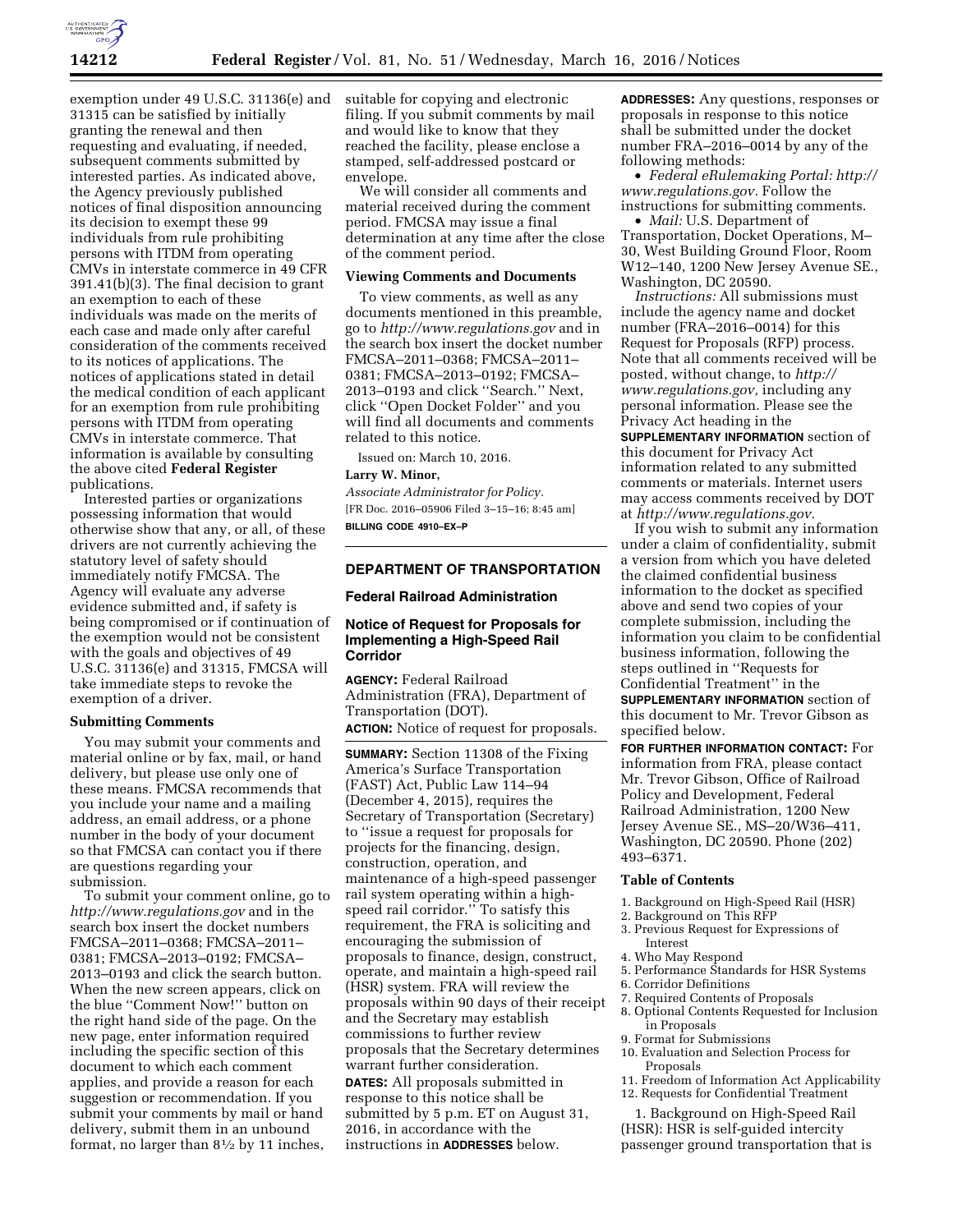exemption under 49 U.S.C. 31136(e) and 31315 can be satisfied by initially granting the renewal and then requesting and evaluating, if needed, subsequent comments submitted by interested parties. As indicated above, the Agency previously published notices of final disposition announcing its decision to exempt these 99 individuals from rule prohibiting persons with ITDM from operating CMVs in interstate commerce in 49 CFR 391.41(b)(3). The final decision to grant an exemption to each of these individuals was made on the merits of each case and made only after careful consideration of the comments received to its notices of applications. The notices of applications stated in detail the medical condition of each applicant for an exemption from rule prohibiting persons with ITDM from operating CMVs in interstate commerce. That information is available by consulting the above cited **Federal Register** publications.

Interested parties or organizations possessing information that would otherwise show that any, or all, of these drivers are not currently achieving the statutory level of safety should immediately notify FMCSA. The Agency will evaluate any adverse evidence submitted and, if safety is being compromised or if continuation of the exemption would not be consistent with the goals and objectives of 49 U.S.C. 31136(e) and 31315, FMCSA will take immediate steps to revoke the exemption of a driver.

### Submitting Comments

You may submit your comments and material online or by fax, mail, or hand delivery, but please use only one of these means. FMCSA recommends that you include your name and a mailing address, an email address, or a phone number in the body of your document so that FMCSA can contact you if there are questions regarding your submission.

To submit your comment online, go to *http://www.regulations.gov* and in the search box insert the docket numbers FMCSA–2011–0368; FMCSA–2011–0381; FMCSA–2013–0192; FMCSA–2013–0193 and click the search button. When the new screen appears, click on the blue ''Comment Now!'' button on the right hand side of the page. On the new page, enter information required including the specific section of this document to which each comment applies, and provide a reason for each suggestion or recommendation. If you submit your comments by mail or hand delivery, submit them in an unbound format, no larger than 8½ by 11 inches, suitable for copying and electronic filing. If you submit comments by mail and would like to know that they reached the facility, please enclose a stamped, self-addressed postcard or envelope.

We will consider all comments and material received during the comment period. FMCSA may issue a final determination at any time after the close of the comment period.

### Viewing Comments and Documents

To view comments, as well as any documents mentioned in this preamble, go to *http://www.regulations.gov* and in the search box insert the docket number FMCSA–2011–0368; FMCSA–2011–0381; FMCSA–2013–0192; FMCSA–2013–0193 and click ''Search.'' Next, click ''Open Docket Folder'' and you will find all documents and comments related to this notice.

Issued on: March 10, 2016.

**Larry W. Minor,**

*Associate Administrator for Policy.*

[FR Doc. 2016–05906 Filed 3–15–16; 8:45 am]

**BILLING CODE 4910–EX–P**

## DEPARTMENT OF TRANSPORTATION

### Federal Railroad Administration

### Notice of Request for Proposals for Implementing a High-Speed Rail Corridor

**AGENCY:** Federal Railroad Administration (FRA), Department of Transportation (DOT).

**ACTION:** Notice of request for proposals.

**SUMMARY:** Section 11308 of the Fixing America's Surface Transportation (FAST) Act, Public Law 114–94 (December 4, 2015), requires the Secretary of Transportation (Secretary) to ''issue a request for proposals for projects for the financing, design, construction, operation, and maintenance of a high-speed passenger rail system operating within a high-speed rail corridor.'' To satisfy this requirement, the FRA is soliciting and encouraging the submission of proposals to finance, design, construct, operate, and maintain a high-speed rail (HSR) system. FRA will review the proposals within 90 days of their receipt and the Secretary may establish commissions to further review proposals that the Secretary determines warrant further consideration.

**DATES:** All proposals submitted in response to this notice shall be submitted by 5 p.m. ET on August 31, 2016, in accordance with the instructions in **ADDRESSES** below.

**ADDRESSES:** Any questions, responses or proposals in response to this notice shall be submitted under the docket number FRA–2016–0014 by any of the following methods:

- *Federal eRulemaking Portal: http://www.regulations.gov.* Follow the instructions for submitting comments.
- *Mail:* U.S. Department of Transportation, Docket Operations, M–30, West Building Ground Floor, Room W12–140, 1200 New Jersey Avenue SE., Washington, DC 20590.

*Instructions:* All submissions must include the agency name and docket number (FRA–2016–0014) for this Request for Proposals (RFP) process. Note that all comments received will be posted, without change, to *http://www.regulations.gov,* including any personal information. Please see the Privacy Act heading in the **SUPPLEMENTARY INFORMATION** section of this document for Privacy Act information related to any submitted comments or materials. Internet users may access comments received by DOT at *http://www.regulations.gov.*

If you wish to submit any information under a claim of confidentiality, submit a version from which you have deleted the claimed confidential business information to the docket as specified above and send two copies of your complete submission, including the information you claim to be confidential business information, following the steps outlined in ''Requests for Confidential Treatment'' in the **SUPPLEMENTARY INFORMATION** section of this document to Mr. Trevor Gibson as specified below.

**FOR FURTHER INFORMATION CONTACT:** For information from FRA, please contact Mr. Trevor Gibson, Office of Railroad Policy and Development, Federal Railroad Administration, 1200 New Jersey Avenue SE., MS–20/W36–411, Washington, DC 20590. Phone (202) 493–6371.

### Table of Contents

1. Background on High-Speed Rail (HSR)
2. Background on This RFP
3. Previous Request for Expressions of Interest
4. Who May Respond
5. Performance Standards for HSR Systems
6. Corridor Definitions
7. Required Contents of Proposals
8. Optional Contents Requested for Inclusion in Proposals
9. Format for Submissions
10. Evaluation and Selection Process for Proposals
11. Freedom of Information Act Applicability
12. Requests for Confidential Treatment

1. Background on High-Speed Rail (HSR): HSR is self-guided intercity passenger ground transportation that is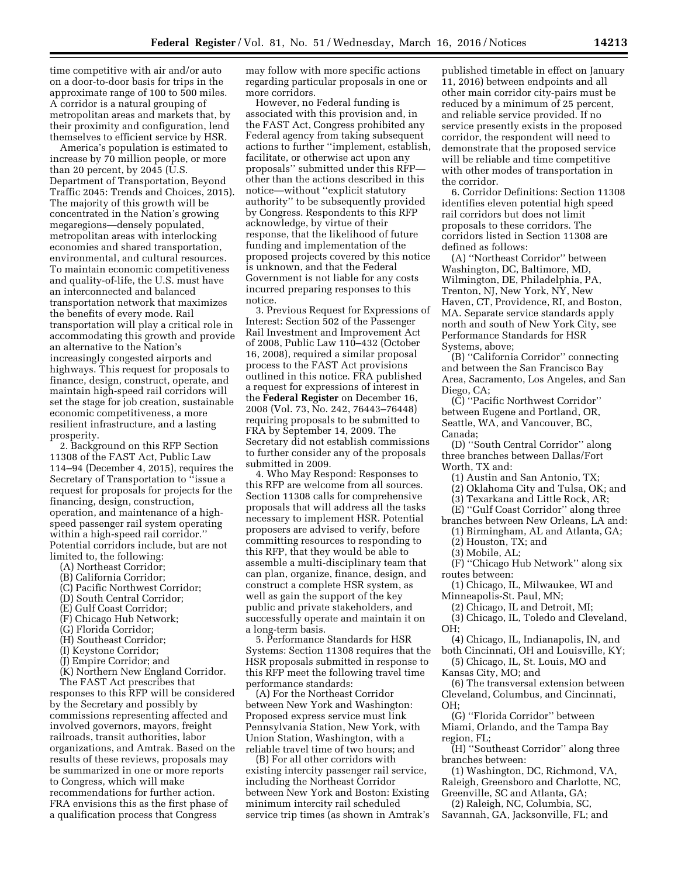time competitive with air and/or auto on a door-to-door basis for trips in the approximate range of 100 to 500 miles. A corridor is a natural grouping of metropolitan areas and markets that, by their proximity and configuration, lend themselves to efficient service by HSR.

America's population is estimated to increase by 70 million people, or more than 20 percent, by 2045 (U.S. Department of Transportation, Beyond Traffic 2045: Trends and Choices, 2015). The majority of this growth will be concentrated in the Nation's growing megaregions—densely populated, metropolitan areas with interlocking economies and shared transportation, environmental, and cultural resources. To maintain economic competitiveness and quality-of-life, the U.S. must have an interconnected and balanced transportation network that maximizes the benefits of every mode. Rail transportation will play a critical role in accommodating this growth and provide an alternative to the Nation's increasingly congested airports and highways. This request for proposals to finance, design, construct, operate, and maintain high-speed rail corridors will set the stage for job creation, sustainable economic competitiveness, a more resilient infrastructure, and a lasting prosperity.

2. Background on this RFP Section 11308 of the FAST Act, Public Law 114–94 (December 4, 2015), requires the Secretary of Transportation to "issue a request for proposals for projects for the financing, design, construction, operation, and maintenance of a high-speed passenger rail system operating within a high-speed rail corridor." Potential corridors include, but are not limited to, the following:

(A) Northeast Corridor;
(B) California Corridor;
(C) Pacific Northwest Corridor;
(D) South Central Corridor;
(E) Gulf Coast Corridor;
(F) Chicago Hub Network;
(G) Florida Corridor;
(H) Southeast Corridor;
(I) Keystone Corridor;
(J) Empire Corridor; and
(K) Northern New England Corridor.

The FAST Act prescribes that responses to this RFP will be considered by the Secretary and possibly by commissions representing affected and involved governors, mayors, freight railroads, transit authorities, labor organizations, and Amtrak. Based on the results of these reviews, proposals may be summarized in one or more reports to Congress, which will make recommendations for further action. FRA envisions this as the first phase of a qualification process that Congress may follow with more specific actions regarding particular proposals in one or more corridors.

However, no Federal funding is associated with this provision and, in the FAST Act, Congress prohibited any Federal agency from taking subsequent actions to further "implement, establish, facilitate, or otherwise act upon any proposals" submitted under this RFP—other than the actions described in this notice—without "explicit statutory authority" to be subsequently provided by Congress. Respondents to this RFP acknowledge, by virtue of their response, that the likelihood of future funding and implementation of the proposed projects covered by this notice is unknown, and that the Federal Government is not liable for any costs incurred preparing responses to this notice.

3. Previous Request for Expressions of Interest: Section 502 of the Passenger Rail Investment and Improvement Act of 2008, Public Law 110–432 (October 16, 2008), required a similar proposal process to the FAST Act provisions outlined in this notice. FRA published a request for expressions of interest in the **Federal Register** on December 16, 2008 (Vol. 73, No. 242, 76443–76448) requiring proposals to be submitted to FRA by September 14, 2009. The Secretary did not establish commissions to further consider any of the proposals submitted in 2009.

4. Who May Respond: Responses to this RFP are welcome from all sources. Section 11308 calls for comprehensive proposals that will address all the tasks necessary to implement HSR. Potential proposers are advised to verify, before committing resources to responding to this RFP, that they would be able to assemble a multi-disciplinary team that can plan, organize, finance, design, and construct a complete HSR system, as well as gain the support of the key public and private stakeholders, and successfully operate and maintain it on a long-term basis.

5. Performance Standards for HSR Systems: Section 11308 requires that the HSR proposals submitted in response to this RFP meet the following travel time performance standards:

(A) For the Northeast Corridor between New York and Washington: Proposed express service must link Pennsylvania Station, New York, with Union Station, Washington, with a reliable travel time of two hours; and

(B) For all other corridors with existing intercity passenger rail service, including the Northeast Corridor between New York and Boston: Existing minimum intercity rail scheduled service trip times (as shown in Amtrak's published timetable in effect on January 11, 2016) between endpoints and all other main corridor city-pairs must be reduced by a minimum of 25 percent, and reliable service provided. If no service presently exists in the proposed corridor, the respondent will need to demonstrate that the proposed service will be reliable and time competitive with other modes of transportation in the corridor.

6. Corridor Definitions: Section 11308 identifies eleven potential high speed rail corridors but does not limit proposals to these corridors. The corridors listed in Section 11308 are defined as follows:

(A) "Northeast Corridor" between Washington, DC, Baltimore, MD, Wilmington, DE, Philadelphia, PA, Trenton, NJ, New York, NY, New Haven, CT, Providence, RI, and Boston, MA. Separate service standards apply north and south of New York City, see Performance Standards for HSR Systems, above;

(B) "California Corridor" connecting and between the San Francisco Bay Area, Sacramento, Los Angeles, and San Diego, CA;

(C) "Pacific Northwest Corridor" between Eugene and Portland, OR, Seattle, WA, and Vancouver, BC, Canada;

(D) "South Central Corridor" along three branches between Dallas/Fort Worth, TX and:

(1) Austin and San Antonio, TX;
(2) Oklahoma City and Tulsa, OK; and
(3) Texarkana and Little Rock, AR;

(E) "Gulf Coast Corridor" along three branches between New Orleans, LA and:

(1) Birmingham, AL and Atlanta, GA;
(2) Houston, TX; and
(3) Mobile, AL;

(F) "Chicago Hub Network" along six routes between:

(1) Chicago, IL, Milwaukee, WI and Minneapolis-St. Paul, MN;
(2) Chicago, IL and Detroit, MI;
(3) Chicago, IL, Toledo and Cleveland, OH;
(4) Chicago, IL, Indianapolis, IN, and both Cincinnati, OH and Louisville, KY;
(5) Chicago, IL, St. Louis, MO and Kansas City, MO; and
(6) The transversal extension between Cleveland, Columbus, and Cincinnati, OH;

(G) "Florida Corridor" between Miami, Orlando, and the Tampa Bay region, FL;

(H) "Southeast Corridor" along three branches between:

(1) Washington, DC, Richmond, VA, Raleigh, Greensboro and Charlotte, NC, Greenville, SC and Atlanta, GA;
(2) Raleigh, NC, Columbia, SC, Savannah, GA, Jacksonville, FL; and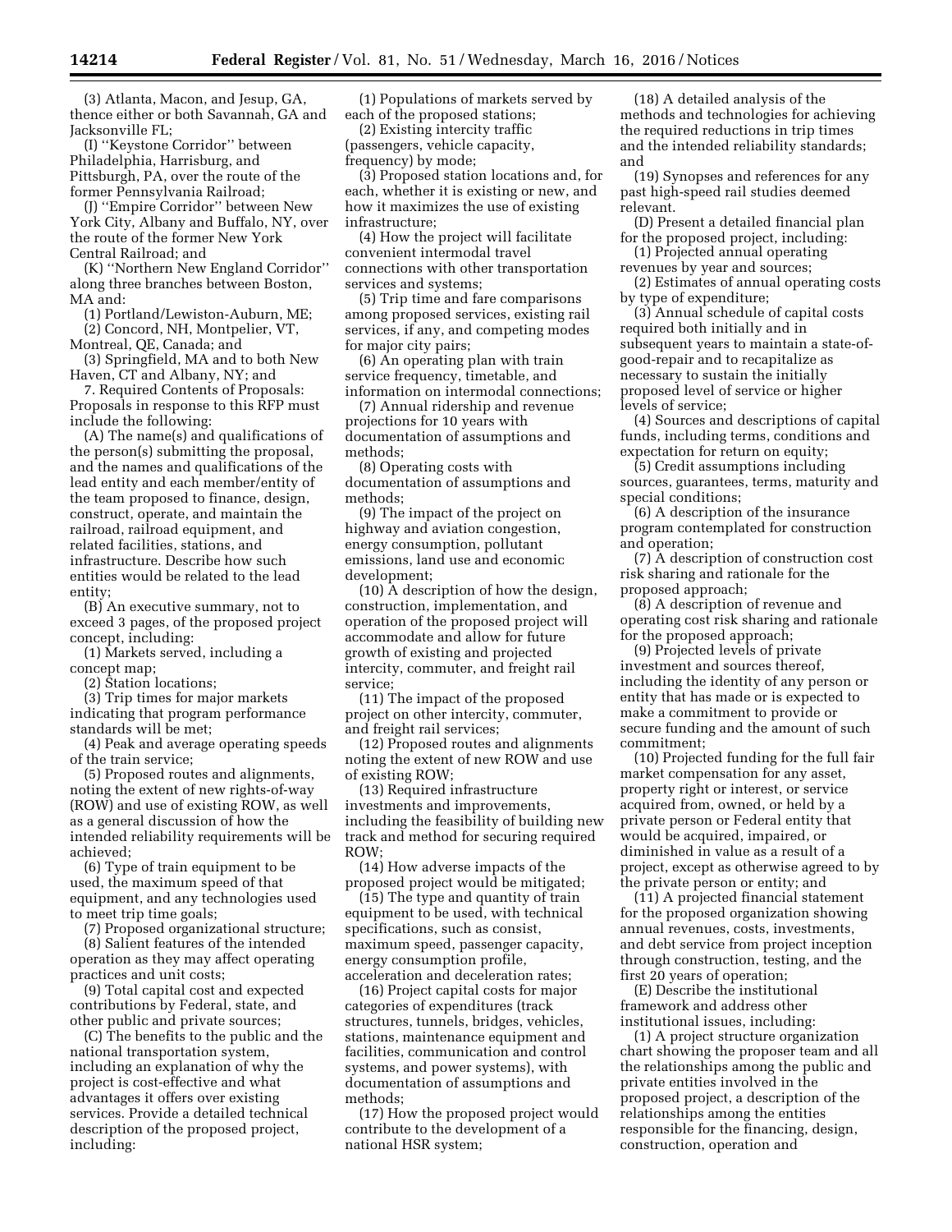(3) Atlanta, Macon, and Jesup, GA, thence either or both Savannah, GA and Jacksonville FL;

(I) ''Keystone Corridor'' between Philadelphia, Harrisburg, and Pittsburgh, PA, over the route of the former Pennsylvania Railroad;

(J) ''Empire Corridor'' between New York City, Albany and Buffalo, NY, over the route of the former New York Central Railroad; and

(K) ''Northern New England Corridor'' along three branches between Boston, MA and:

(1) Portland/Lewiston-Auburn, ME;

(2) Concord, NH, Montpelier, VT, Montreal, QE, Canada; and

(3) Springfield, MA and to both New Haven, CT and Albany, NY; and

7. Required Contents of Proposals: Proposals in response to this RFP must include the following:

(A) The name(s) and qualifications of the person(s) submitting the proposal, and the names and qualifications of the lead entity and each member/entity of the team proposed to finance, design, construct, operate, and maintain the railroad, railroad equipment, and related facilities, stations, and infrastructure. Describe how such entities would be related to the lead entity;

(B) An executive summary, not to exceed 3 pages, of the proposed project concept, including:

(1) Markets served, including a concept map;

(2) Station locations;

(3) Trip times for major markets indicating that program performance standards will be met;

(4) Peak and average operating speeds of the train service;

(5) Proposed routes and alignments, noting the extent of new rights-of-way (ROW) and use of existing ROW, as well as a general discussion of how the intended reliability requirements will be achieved;

(6) Type of train equipment to be used, the maximum speed of that equipment, and any technologies used to meet trip time goals;

(7) Proposed organizational structure;

(8) Salient features of the intended operation as they may affect operating practices and unit costs;

(9) Total capital cost and expected contributions by Federal, state, and other public and private sources;

(C) The benefits to the public and the national transportation system, including an explanation of why the project is cost-effective and what advantages it offers over existing services. Provide a detailed technical description of the proposed project, including:

(1) Populations of markets served by each of the proposed stations;

(2) Existing intercity traffic (passengers, vehicle capacity, frequency) by mode;

(3) Proposed station locations and, for each, whether it is existing or new, and how it maximizes the use of existing infrastructure;

(4) How the project will facilitate convenient intermodal travel connections with other transportation services and systems;

(5) Trip time and fare comparisons among proposed services, existing rail services, if any, and competing modes for major city pairs;

(6) An operating plan with train service frequency, timetable, and information on intermodal connections;

(7) Annual ridership and revenue projections for 10 years with documentation of assumptions and methods;

(8) Operating costs with documentation of assumptions and methods;

(9) The impact of the project on highway and aviation congestion, energy consumption, pollutant emissions, land use and economic development;

(10) A description of how the design, construction, implementation, and operation of the proposed project will accommodate and allow for future growth of existing and projected intercity, commuter, and freight rail service;

(11) The impact of the proposed project on other intercity, commuter, and freight rail services;

(12) Proposed routes and alignments noting the extent of new ROW and use of existing ROW;

(13) Required infrastructure investments and improvements, including the feasibility of building new track and method for securing required ROW;

(14) How adverse impacts of the proposed project would be mitigated;

(15) The type and quantity of train equipment to be used, with technical specifications, such as consist, maximum speed, passenger capacity, energy consumption profile, acceleration and deceleration rates;

(16) Project capital costs for major categories of expenditures (track structures, tunnels, bridges, vehicles, stations, maintenance equipment and facilities, communication and control systems, and power systems), with documentation of assumptions and methods;

(17) How the proposed project would contribute to the development of a national HSR system;

(18) A detailed analysis of the methods and technologies for achieving the required reductions in trip times and the intended reliability standards; and

(19) Synopses and references for any past high-speed rail studies deemed relevant.

(D) Present a detailed financial plan for the proposed project, including:

(1) Projected annual operating revenues by year and sources;

(2) Estimates of annual operating costs by type of expenditure;

(3) Annual schedule of capital costs required both initially and in subsequent years to maintain a state-of-good-repair and to recapitalize as necessary to sustain the initially proposed level of service or higher levels of service;

(4) Sources and descriptions of capital funds, including terms, conditions and expectation for return on equity;

(5) Credit assumptions including sources, guarantees, terms, maturity and special conditions;

(6) A description of the insurance program contemplated for construction and operation;

(7) A description of construction cost risk sharing and rationale for the proposed approach;

(8) A description of revenue and operating cost risk sharing and rationale for the proposed approach;

(9) Projected levels of private investment and sources thereof, including the identity of any person or entity that has made or is expected to make a commitment to provide or secure funding and the amount of such commitment;

(10) Projected funding for the full fair market compensation for any asset, property right or interest, or service acquired from, owned, or held by a private person or Federal entity that would be acquired, impaired, or diminished in value as a result of a project, except as otherwise agreed to by the private person or entity; and

(11) A projected financial statement for the proposed organization showing annual revenues, costs, investments, and debt service from project inception through construction, testing, and the first 20 years of operation;

(E) Describe the institutional framework and address other institutional issues, including:

(1) A project structure organization chart showing the proposer team and all the relationships among the public and private entities involved in the proposed project, a description of the relationships among the entities responsible for the financing, design, construction, operation and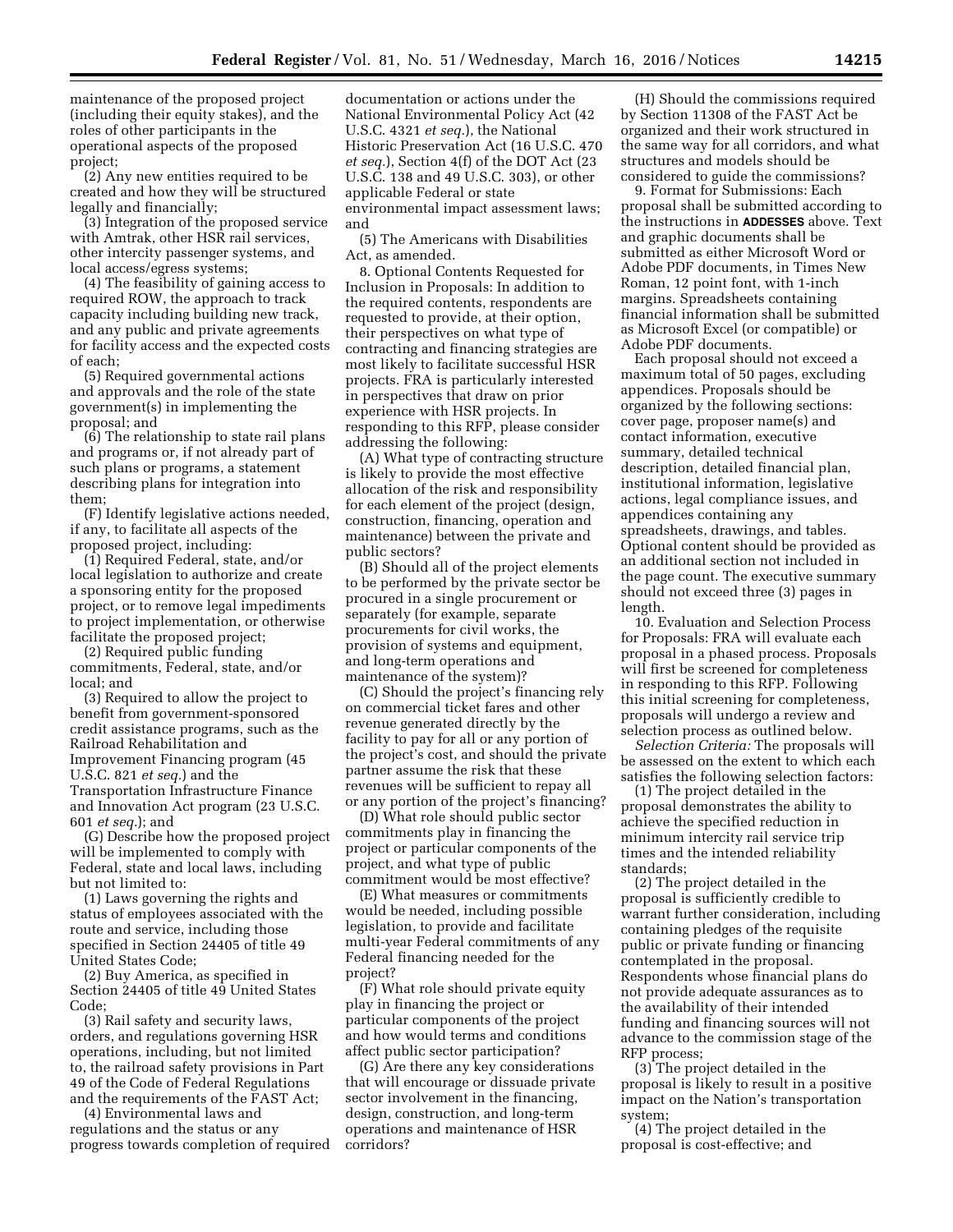maintenance of the proposed project (including their equity stakes), and the roles of other participants in the operational aspects of the proposed project;

(2) Any new entities required to be created and how they will be structured legally and financially;

(3) Integration of the proposed service with Amtrak, other HSR rail services, other intercity passenger systems, and local access/egress systems;

(4) The feasibility of gaining access to required ROW, the approach to track capacity including building new track, and any public and private agreements for facility access and the expected costs of each;

(5) Required governmental actions and approvals and the role of the state government(s) in implementing the proposal; and

(6) The relationship to state rail plans and programs or, if not already part of such plans or programs, a statement describing plans for integration into them;

(F) Identify legislative actions needed, if any, to facilitate all aspects of the proposed project, including:

(1) Required Federal, state, and/or local legislation to authorize and create a sponsoring entity for the proposed project, or to remove legal impediments to project implementation, or otherwise facilitate the proposed project;

(2) Required public funding commitments, Federal, state, and/or local; and

(3) Required to allow the project to benefit from government-sponsored credit assistance programs, such as the Railroad Rehabilitation and Improvement Financing program (45 U.S.C. 821 *et seq.*) and the Transportation Infrastructure Finance and Innovation Act program (23 U.S.C. 601 *et seq.*); and

(G) Describe how the proposed project will be implemented to comply with Federal, state and local laws, including but not limited to:

(1) Laws governing the rights and status of employees associated with the route and service, including those specified in Section 24405 of title 49 United States Code;

(2) Buy America, as specified in Section 24405 of title 49 United States Code;

(3) Rail safety and security laws, orders, and regulations governing HSR operations, including, but not limited to, the railroad safety provisions in Part 49 of the Code of Federal Regulations and the requirements of the FAST Act;

(4) Environmental laws and regulations and the status or any progress towards completion of required documentation or actions under the National Environmental Policy Act (42 U.S.C. 4321 *et seq.*), the National Historic Preservation Act (16 U.S.C. 470 *et seq.*), Section 4(f) of the DOT Act (23 U.S.C. 138 and 49 U.S.C. 303), or other applicable Federal or state environmental impact assessment laws; and

(5) The Americans with Disabilities Act, as amended.

8. Optional Contents Requested for Inclusion in Proposals: In addition to the required contents, respondents are requested to provide, at their option, their perspectives on what type of contracting and financing strategies are most likely to facilitate successful HSR projects. FRA is particularly interested in perspectives that draw on prior experience with HSR projects. In responding to this RFP, please consider addressing the following:

(A) What type of contracting structure is likely to provide the most effective allocation of the risk and responsibility for each element of the project (design, construction, financing, operation and maintenance) between the private and public sectors?

(B) Should all of the project elements to be performed by the private sector be procured in a single procurement or separately (for example, separate procurements for civil works, the provision of systems and equipment, and long-term operations and maintenance of the system)?

(C) Should the project's financing rely on commercial ticket fares and other revenue generated directly by the facility to pay for all or any portion of the project's cost, and should the private partner assume the risk that these revenues will be sufficient to repay all or any portion of the project's financing?

(D) What role should public sector commitments play in financing the project or particular components of the project, and what type of public commitment would be most effective?

(E) What measures or commitments would be needed, including possible legislation, to provide and facilitate multi-year Federal commitments of any Federal financing needed for the project?

(F) What role should private equity play in financing the project or particular components of the project and how would terms and conditions affect public sector participation?

(G) Are there any key considerations that will encourage or dissuade private sector involvement in the financing, design, construction, and long-term operations and maintenance of HSR corridors?

(H) Should the commissions required by Section 11308 of the FAST Act be organized and their work structured in the same way for all corridors, and what structures and models should be considered to guide the commissions?

9. Format for Submissions: Each proposal shall be submitted according to the instructions in **ADDESSES** above. Text and graphic documents shall be submitted as either Microsoft Word or Adobe PDF documents, in Times New Roman, 12 point font, with 1-inch margins. Spreadsheets containing financial information shall be submitted as Microsoft Excel (or compatible) or Adobe PDF documents.

Each proposal should not exceed a maximum total of 50 pages, excluding appendices. Proposals should be organized by the following sections: cover page, proposer name(s) and contact information, executive summary, detailed technical description, detailed financial plan, institutional information, legislative actions, legal compliance issues, and appendices containing any spreadsheets, drawings, and tables. Optional content should be provided as an additional section not included in the page count. The executive summary should not exceed three (3) pages in length.

10. Evaluation and Selection Process for Proposals: FRA will evaluate each proposal in a phased process. Proposals will first be screened for completeness in responding to this RFP. Following this initial screening for completeness, proposals will undergo a review and selection process as outlined below.

*Selection Criteria:* The proposals will be assessed on the extent to which each satisfies the following selection factors:

(1) The project detailed in the proposal demonstrates the ability to achieve the specified reduction in minimum intercity rail service trip times and the intended reliability standards;

(2) The project detailed in the proposal is sufficiently credible to warrant further consideration, including containing pledges of the requisite public or private funding or financing contemplated in the proposal. Respondents whose financial plans do not provide adequate assurances as to the availability of their intended funding and financing sources will not advance to the commission stage of the RFP process;

(3) The project detailed in the proposal is likely to result in a positive impact on the Nation's transportation system;

(4) The project detailed in the proposal is cost-effective; and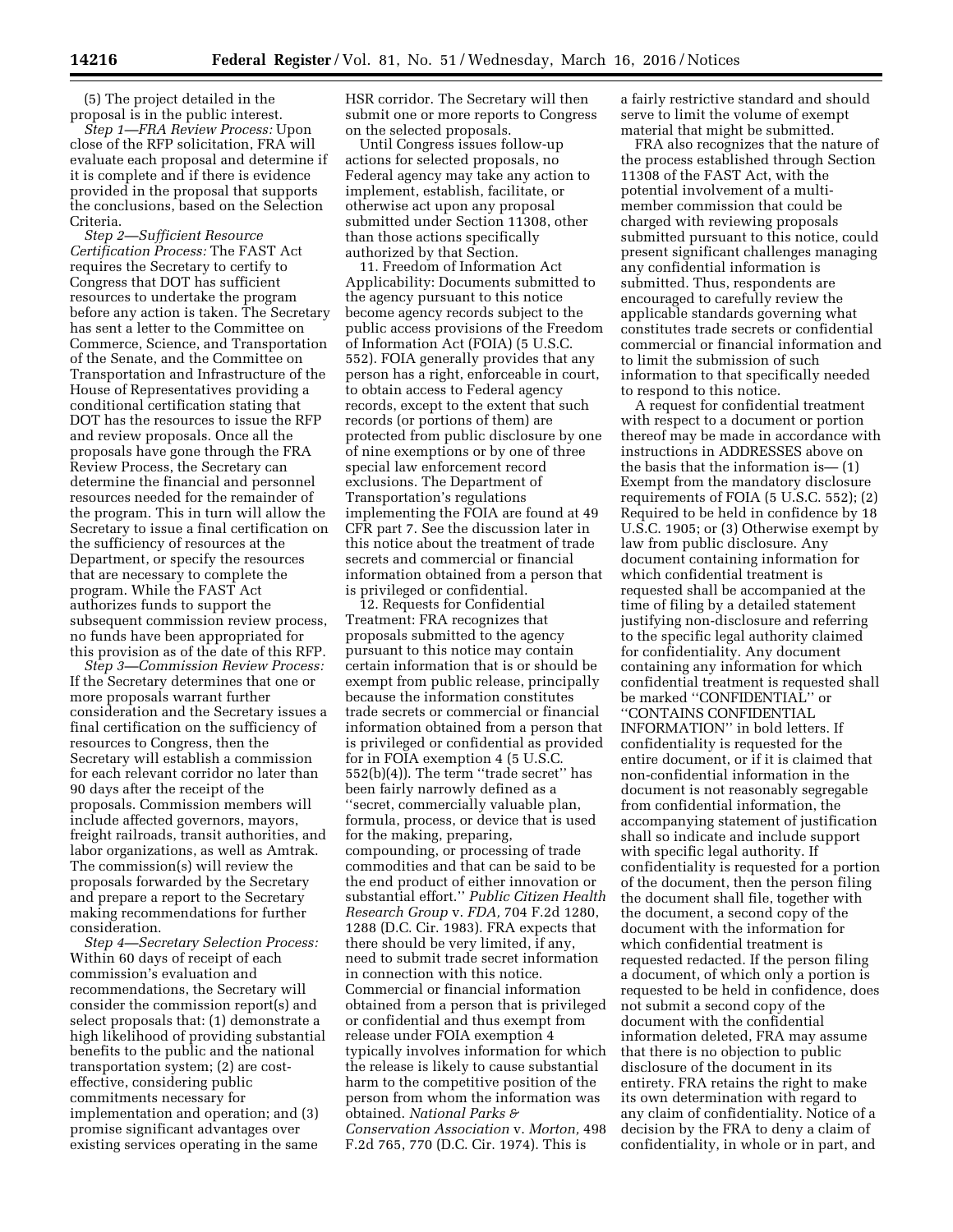(5) The project detailed in the proposal is in the public interest.

*Step 1—FRA Review Process:* Upon close of the RFP solicitation, FRA will evaluate each proposal and determine if it is complete and if there is evidence provided in the proposal that supports the conclusions, based on the Selection Criteria.

*Step 2—Sufficient Resource Certification Process:* The FAST Act requires the Secretary to certify to Congress that DOT has sufficient resources to undertake the program before any action is taken. The Secretary has sent a letter to the Committee on Commerce, Science, and Transportation of the Senate, and the Committee on Transportation and Infrastructure of the House of Representatives providing a conditional certification stating that DOT has the resources to issue the RFP and review proposals. Once all the proposals have gone through the FRA Review Process, the Secretary can determine the financial and personnel resources needed for the remainder of the program. This in turn will allow the Secretary to issue a final certification on the sufficiency of resources at the Department, or specify the resources that are necessary to complete the program. While the FAST Act authorizes funds to support the subsequent commission review process, no funds have been appropriated for this provision as of the date of this RFP.

*Step 3—Commission Review Process:* If the Secretary determines that one or more proposals warrant further consideration and the Secretary issues a final certification on the sufficiency of resources to Congress, then the Secretary will establish a commission for each relevant corridor no later than 90 days after the receipt of the proposals. Commission members will include affected governors, mayors, freight railroads, transit authorities, and labor organizations, as well as Amtrak. The commission(s) will review the proposals forwarded by the Secretary and prepare a report to the Secretary making recommendations for further consideration.

*Step 4—Secretary Selection Process:* Within 60 days of receipt of each commission's evaluation and recommendations, the Secretary will consider the commission report(s) and select proposals that: (1) demonstrate a high likelihood of providing substantial benefits to the public and the national transportation system; (2) are cost-effective, considering public commitments necessary for implementation and operation; and (3) promise significant advantages over existing services operating in the same HSR corridor. The Secretary will then submit one or more reports to Congress on the selected proposals.

Until Congress issues follow-up actions for selected proposals, no Federal agency may take any action to implement, establish, facilitate, or otherwise act upon any proposal submitted under Section 11308, other than those actions specifically authorized by that Section.

11. Freedom of Information Act Applicability: Documents submitted to the agency pursuant to this notice become agency records subject to the public access provisions of the Freedom of Information Act (FOIA) (5 U.S.C. 552). FOIA generally provides that any person has a right, enforceable in court, to obtain access to Federal agency records, except to the extent that such records (or portions of them) are protected from public disclosure by one of nine exemptions or by one of three special law enforcement record exclusions. The Department of Transportation's regulations implementing the FOIA are found at 49 CFR part 7. See the discussion later in this notice about the treatment of trade secrets and commercial or financial information obtained from a person that is privileged or confidential.

12. Requests for Confidential Treatment: FRA recognizes that proposals submitted to the agency pursuant to this notice may contain certain information that is or should be exempt from public release, principally because the information constitutes trade secrets or commercial or financial information obtained from a person that is privileged or confidential as provided for in FOIA exemption 4 (5 U.S.C. 552(b)(4)). The term "trade secret" has been fairly narrowly defined as a "secret, commercially valuable plan, formula, process, or device that is used for the making, preparing, compounding, or processing of trade commodities and that can be said to be the end product of either innovation or substantial effort." *Public Citizen Health Research Group* v. *FDA,* 704 F.2d 1280, 1288 (D.C. Cir. 1983). FRA expects that there should be very limited, if any, need to submit trade secret information in connection with this notice. Commercial or financial information obtained from a person that is privileged or confidential and thus exempt from release under FOIA exemption 4 typically involves information for which the release is likely to cause substantial harm to the competitive position of the person from whom the information was obtained. *National Parks & Conservation Association* v. *Morton,* 498 F.2d 765, 770 (D.C. Cir. 1974). This is a fairly restrictive standard and should serve to limit the volume of exempt material that might be submitted.

FRA also recognizes that the nature of the process established through Section 11308 of the FAST Act, with the potential involvement of a multi-member commission that could be charged with reviewing proposals submitted pursuant to this notice, could present significant challenges managing any confidential information is submitted. Thus, respondents are encouraged to carefully review the applicable standards governing what constitutes trade secrets or confidential commercial or financial information and to limit the submission of such information to that specifically needed to respond to this notice.

A request for confidential treatment with respect to a document or portion thereof may be made in accordance with instructions in ADDRESSES above on the basis that the information is— (1) Exempt from the mandatory disclosure requirements of FOIA (5 U.S.C. 552); (2) Required to be held in confidence by 18 U.S.C. 1905; or (3) Otherwise exempt by law from public disclosure. Any document containing information for which confidential treatment is requested shall be accompanied at the time of filing by a detailed statement justifying non-disclosure and referring to the specific legal authority claimed for confidentiality. Any document containing any information for which confidential treatment is requested shall be marked "CONFIDENTIAL" or "CONTAINS CONFIDENTIAL INFORMATION" in bold letters. If confidentiality is requested for the entire document, or if it is claimed that non-confidential information in the document is not reasonably segregable from confidential information, the accompanying statement of justification shall so indicate and include support with specific legal authority. If confidentiality is requested for a portion of the document, then the person filing the document shall file, together with the document, a second copy of the document with the information for which confidential treatment is requested redacted. If the person filing a document, of which only a portion is requested to be held in confidence, does not submit a second copy of the document with the confidential information deleted, FRA may assume that there is no objection to public disclosure of the document in its entirety. FRA retains the right to make its own determination with regard to any claim of confidentiality. Notice of a decision by the FRA to deny a claim of confidentiality, in whole or in part, and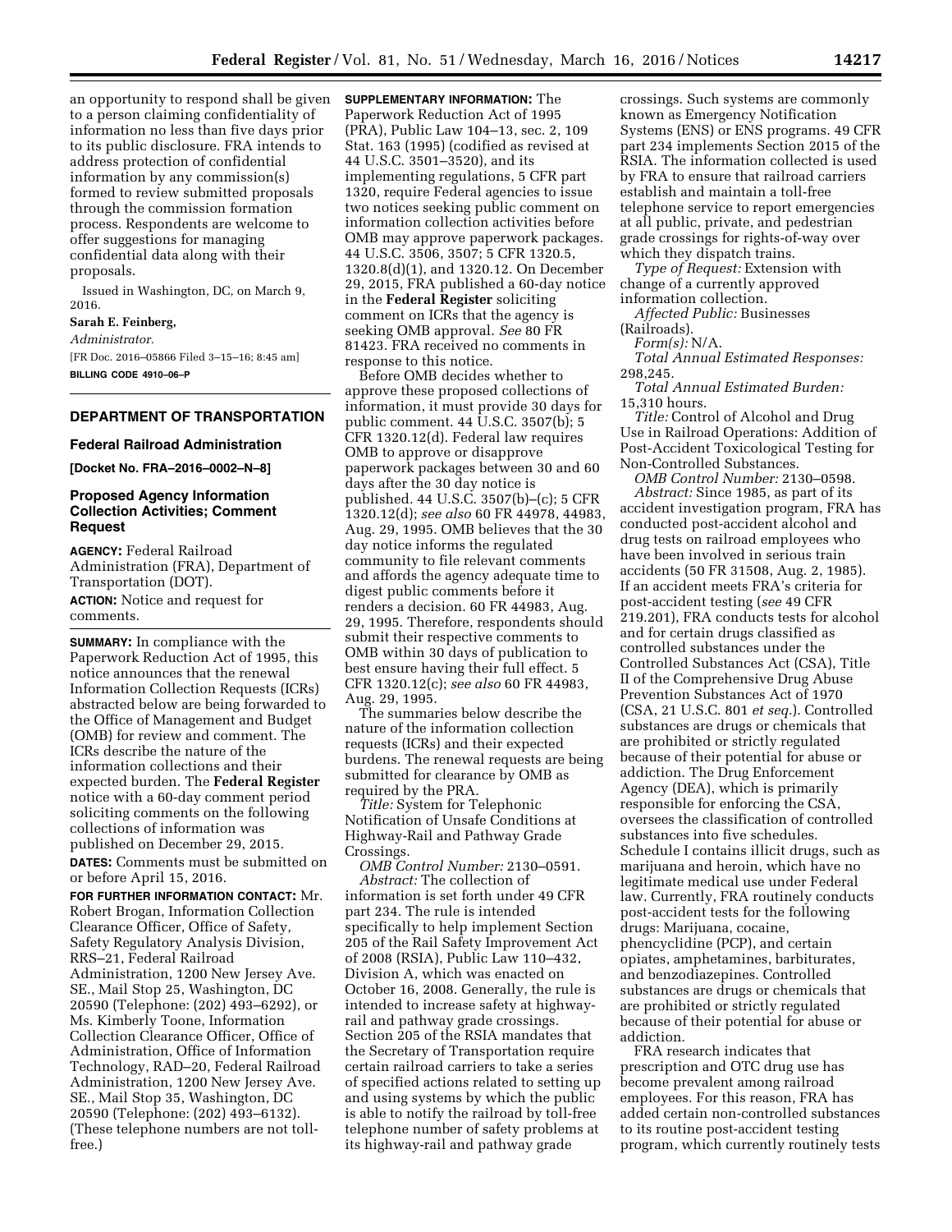an opportunity to respond shall be given to a person claiming confidentiality of information no less than five days prior to its public disclosure. FRA intends to address protection of confidential information by any commission(s) formed to review submitted proposals through the commission formation process. Respondents are welcome to offer suggestions for managing confidential data along with their proposals.

Issued in Washington, DC, on March 9, 2016.

**Sarah E. Feinberg,**

*Administrator.*

[FR Doc. 2016–05866 Filed 3–15–16; 8:45 am]

**BILLING CODE 4910–06–P**

## DEPARTMENT OF TRANSPORTATION

### Federal Railroad Administration

**[Docket No. FRA–2016–0002–N–8]**

### Proposed Agency Information Collection Activities; Comment Request

**AGENCY:** Federal Railroad Administration (FRA), Department of Transportation (DOT).

**ACTION:** Notice and request for comments.

**SUMMARY:** In compliance with the Paperwork Reduction Act of 1995, this notice announces that the renewal Information Collection Requests (ICRs) abstracted below are being forwarded to the Office of Management and Budget (OMB) for review and comment. The ICRs describe the nature of the information collections and their expected burden. The **Federal Register** notice with a 60-day comment period soliciting comments on the following collections of information was published on December 29, 2015.

**DATES:** Comments must be submitted on or before April 15, 2016.

**FOR FURTHER INFORMATION CONTACT:** Mr. Robert Brogan, Information Collection Clearance Officer, Office of Safety, Safety Regulatory Analysis Division, RRS–21, Federal Railroad Administration, 1200 New Jersey Ave. SE., Mail Stop 25, Washington, DC 20590 (Telephone: (202) 493–6292), or Ms. Kimberly Toone, Information Collection Clearance Officer, Office of Administration, Office of Information Technology, RAD–20, Federal Railroad Administration, 1200 New Jersey Ave. SE., Mail Stop 35, Washington, DC 20590 (Telephone: (202) 493–6132). (These telephone numbers are not toll-free.)

**SUPPLEMENTARY INFORMATION:** The Paperwork Reduction Act of 1995 (PRA), Public Law 104–13, sec. 2, 109 Stat. 163 (1995) (codified as revised at 44 U.S.C. 3501–3520), and its implementing regulations, 5 CFR part 1320, require Federal agencies to issue two notices seeking public comment on information collection activities before OMB may approve paperwork packages. 44 U.S.C. 3506, 3507; 5 CFR 1320.5, 1320.8(d)(1), and 1320.12. On December 29, 2015, FRA published a 60-day notice in the **Federal Register** soliciting comment on ICRs that the agency is seeking OMB approval. *See* 80 FR 81423. FRA received no comments in response to this notice.

Before OMB decides whether to approve these proposed collections of information, it must provide 30 days for public comment. 44 U.S.C. 3507(b); 5 CFR 1320.12(d). Federal law requires OMB to approve or disapprove paperwork packages between 30 and 60 days after the 30 day notice is published. 44 U.S.C. 3507(b)–(c); 5 CFR 1320.12(d); *see also* 60 FR 44978, 44983, Aug. 29, 1995. OMB believes that the 30 day notice informs the regulated community to file relevant comments and affords the agency adequate time to digest public comments before it renders a decision. 60 FR 44983, Aug. 29, 1995. Therefore, respondents should submit their respective comments to OMB within 30 days of publication to best ensure having their full effect. 5 CFR 1320.12(c); *see also* 60 FR 44983, Aug. 29, 1995.

The summaries below describe the nature of the information collection requests (ICRs) and their expected burdens. The renewal requests are being submitted for clearance by OMB as required by the PRA.

*Title:* System for Telephonic Notification of Unsafe Conditions at Highway-Rail and Pathway Grade Crossings.

*OMB Control Number:* 2130–0591.

*Abstract:* The collection of information is set forth under 49 CFR part 234. The rule is intended specifically to help implement Section 205 of the Rail Safety Improvement Act of 2008 (RSIA), Public Law 110–432, Division A, which was enacted on October 16, 2008. Generally, the rule is intended to increase safety at highway-rail and pathway grade crossings. Section 205 of the RSIA mandates that the Secretary of Transportation require certain railroad carriers to take a series of specified actions related to setting up and using systems by which the public is able to notify the railroad by toll-free telephone number of safety problems at its highway-rail and pathway grade crossings. Such systems are commonly known as Emergency Notification Systems (ENS) or ENS programs. 49 CFR part 234 implements Section 2015 of the RSIA. The information collected is used by FRA to ensure that railroad carriers establish and maintain a toll-free telephone service to report emergencies at all public, private, and pedestrian grade crossings for rights-of-way over which they dispatch trains.

*Type of Request:* Extension with change of a currently approved information collection.

*Affected Public:* Businesses (Railroads).

*Form(s):* N/A.

*Total Annual Estimated Responses:* 298,245.

*Total Annual Estimated Burden:* 15,310 hours.

*Title:* Control of Alcohol and Drug Use in Railroad Operations: Addition of Post-Accident Toxicological Testing for Non-Controlled Substances.

*OMB Control Number:* 2130–0598.

*Abstract:* Since 1985, as part of its accident investigation program, FRA has conducted post-accident alcohol and drug tests on railroad employees who have been involved in serious train accidents (50 FR 31508, Aug. 2, 1985). If an accident meets FRA's criteria for post-accident testing (*see* 49 CFR 219.201), FRA conducts tests for alcohol and for certain drugs classified as controlled substances under the Controlled Substances Act (CSA), Title II of the Comprehensive Drug Abuse Prevention Substances Act of 1970 (CSA, 21 U.S.C. 801 *et seq.*). Controlled substances are drugs or chemicals that are prohibited or strictly regulated because of their potential for abuse or addiction. The Drug Enforcement Agency (DEA), which is primarily responsible for enforcing the CSA, oversees the classification of controlled substances into five schedules. Schedule I contains illicit drugs, such as marijuana and heroin, which have no legitimate medical use under Federal law. Currently, FRA routinely conducts post-accident tests for the following drugs: Marijuana, cocaine, phencyclidine (PCP), and certain opiates, amphetamines, barbiturates, and benzodiazepines. Controlled substances are drugs or chemicals that are prohibited or strictly regulated because of their potential for abuse or addiction.

FRA research indicates that prescription and OTC drug use has become prevalent among railroad employees. For this reason, FRA has added certain non-controlled substances to its routine post-accident testing program, which currently routinely tests